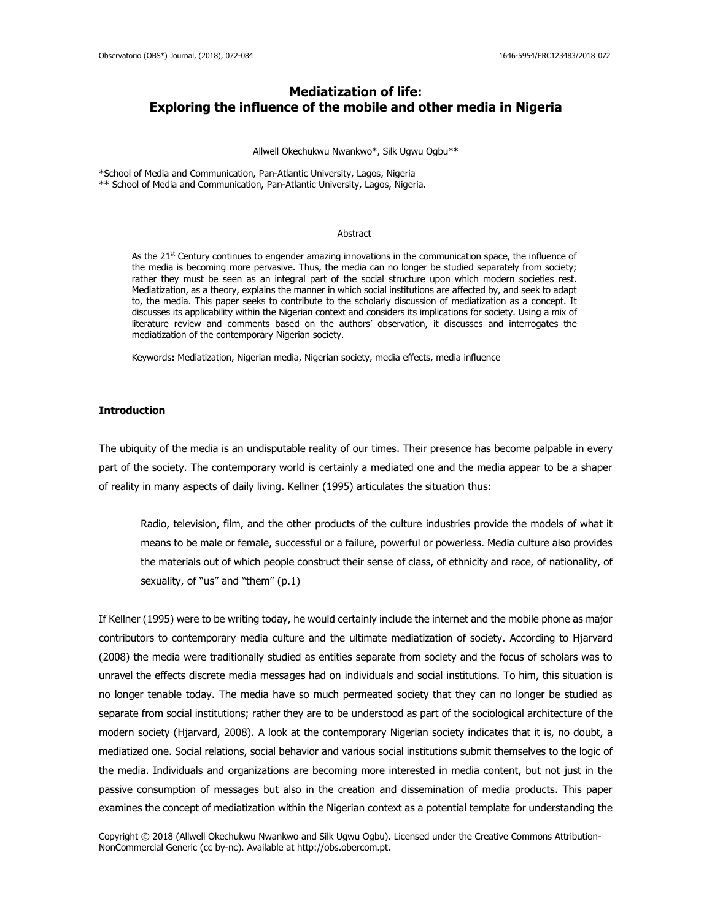# Mediatization of life:
# Exploring the influence of the mobile and other media in Nigeria

Allwell Okechukwu Nwankwo*, Silk Ugwu Ogbu**

*School of Media and Communication, Pan-Atlantic University, Lagos, Nigeria
** School of Media and Communication, Pan-Atlantic University, Lagos, Nigeria.

## Abstract

As the 21st Century continues to engender amazing innovations in the communication space, the influence of the media is becoming more pervasive. Thus, the media can no longer be studied separately from society; rather they must be seen as an integral part of the social structure upon which modern societies rest. Mediatization, as a theory, explains the manner in which social institutions are affected by, and seek to adapt to, the media. This paper seeks to contribute to the scholarly discussion of mediatization as a concept. It discusses its applicability within the Nigerian context and considers its implications for society. Using a mix of literature review and comments based on the authors' observation, it discusses and interrogates the mediatization of the contemporary Nigerian society.

Keywords**:** Mediatization, Nigerian media, Nigerian society, media effects, media influence

## Introduction

The ubiquity of the media is an undisputable reality of our times. Their presence has become palpable in every part of the society. The contemporary world is certainly a mediated one and the media appear to be a shaper of reality in many aspects of daily living. Kellner (1995) articulates the situation thus:

> Radio, television, film, and the other products of the culture industries provide the models of what it means to be male or female, successful or a failure, powerful or powerless. Media culture also provides the materials out of which people construct their sense of class, of ethnicity and race, of nationality, of sexuality, of "us" and "them" (p.1)

If Kellner (1995) were to be writing today, he would certainly include the internet and the mobile phone as major contributors to contemporary media culture and the ultimate mediatization of society. According to Hjarvard (2008) the media were traditionally studied as entities separate from society and the focus of scholars was to unravel the effects discrete media messages had on individuals and social institutions. To him, this situation is no longer tenable today. The media have so much permeated society that they can no longer be studied as separate from social institutions; rather they are to be understood as part of the sociological architecture of the modern society (Hjarvard, 2008). A look at the contemporary Nigerian society indicates that it is, no doubt, a mediatized one. Social relations, social behavior and various social institutions submit themselves to the logic of the media. Individuals and organizations are becoming more interested in media content, but not just in the passive consumption of messages but also in the creation and dissemination of media products. This paper examines the concept of mediatization within the Nigerian context as a potential template for understanding the

Copyright © 2018 (Allwell Okechukwu Nwankwo and Silk Ugwu Ogbu). Licensed under the Creative Commons Attribution-NonCommercial Generic (cc by-nc). Available at http://obs.obercom.pt.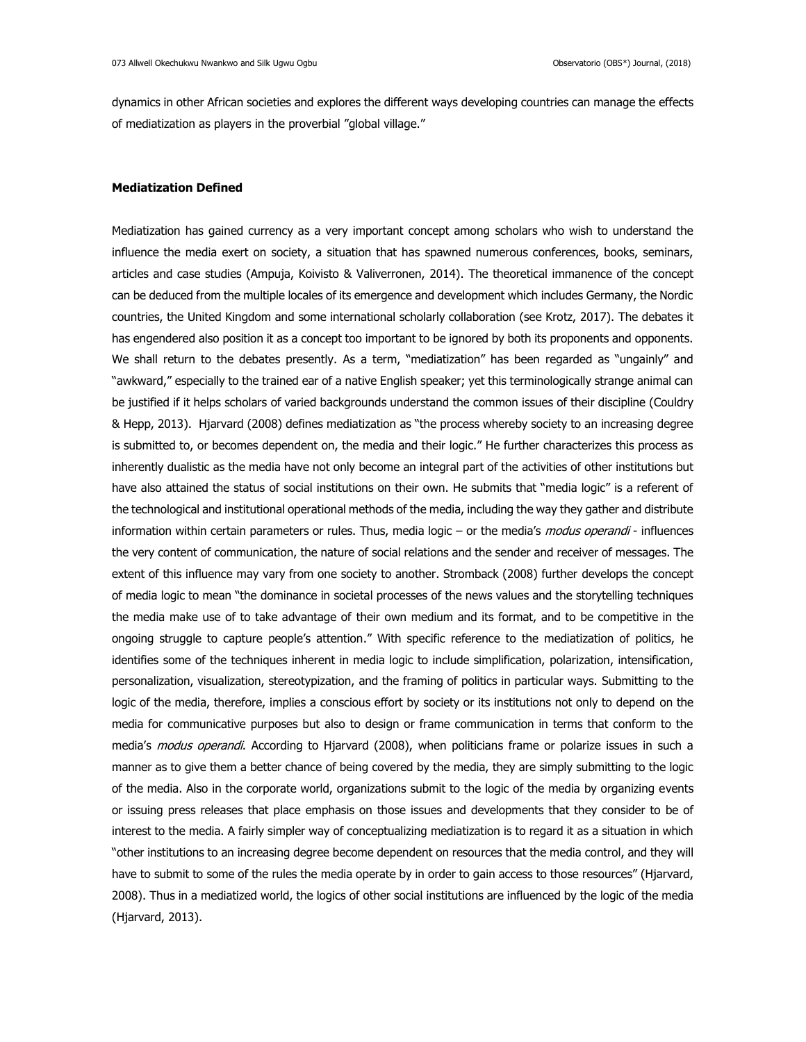dynamics in other African societies and explores the different ways developing countries can manage the effects of mediatization as players in the proverbial "global village."

## Mediatization Defined

Mediatization has gained currency as a very important concept among scholars who wish to understand the influence the media exert on society, a situation that has spawned numerous conferences, books, seminars, articles and case studies (Ampuja, Koivisto & Valiverronen, 2014). The theoretical immanence of the concept can be deduced from the multiple locales of its emergence and development which includes Germany, the Nordic countries, the United Kingdom and some international scholarly collaboration (see Krotz, 2017). The debates it has engendered also position it as a concept too important to be ignored by both its proponents and opponents. We shall return to the debates presently. As a term, "mediatization" has been regarded as "ungainly" and "awkward," especially to the trained ear of a native English speaker; yet this terminologically strange animal can be justified if it helps scholars of varied backgrounds understand the common issues of their discipline (Couldry & Hepp, 2013). Hjarvard (2008) defines mediatization as "the process whereby society to an increasing degree is submitted to, or becomes dependent on, the media and their logic." He further characterizes this process as inherently dualistic as the media have not only become an integral part of the activities of other institutions but have also attained the status of social institutions on their own. He submits that "media logic" is a referent of the technological and institutional operational methods of the media, including the way they gather and distribute information within certain parameters or rules. Thus, media logic – or the media's *modus operandi* - influences the very content of communication, the nature of social relations and the sender and receiver of messages. The extent of this influence may vary from one society to another. Stromback (2008) further develops the concept of media logic to mean "the dominance in societal processes of the news values and the storytelling techniques the media make use of to take advantage of their own medium and its format, and to be competitive in the ongoing struggle to capture people's attention." With specific reference to the mediatization of politics, he identifies some of the techniques inherent in media logic to include simplification, polarization, intensification, personalization, visualization, stereotypization, and the framing of politics in particular ways. Submitting to the logic of the media, therefore, implies a conscious effort by society or its institutions not only to depend on the media for communicative purposes but also to design or frame communication in terms that conform to the media's *modus operandi*. According to Hjarvard (2008), when politicians frame or polarize issues in such a manner as to give them a better chance of being covered by the media, they are simply submitting to the logic of the media. Also in the corporate world, organizations submit to the logic of the media by organizing events or issuing press releases that place emphasis on those issues and developments that they consider to be of interest to the media. A fairly simpler way of conceptualizing mediatization is to regard it as a situation in which "other institutions to an increasing degree become dependent on resources that the media control, and they will have to submit to some of the rules the media operate by in order to gain access to those resources" (Hjarvard, 2008). Thus in a mediatized world, the logics of other social institutions are influenced by the logic of the media (Hjarvard, 2013).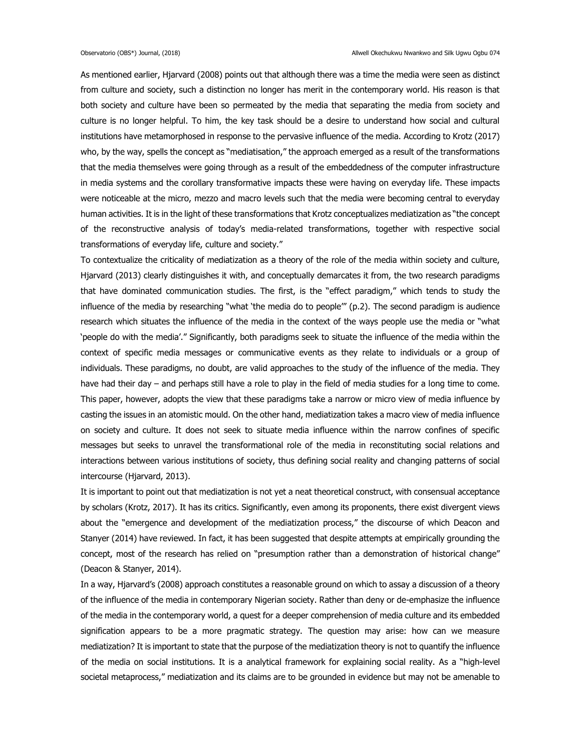As mentioned earlier, Hjarvard (2008) points out that although there was a time the media were seen as distinct from culture and society, such a distinction no longer has merit in the contemporary world. His reason is that both society and culture have been so permeated by the media that separating the media from society and culture is no longer helpful. To him, the key task should be a desire to understand how social and cultural institutions have metamorphosed in response to the pervasive influence of the media. According to Krotz (2017) who, by the way, spells the concept as "mediatisation," the approach emerged as a result of the transformations that the media themselves were going through as a result of the embeddedness of the computer infrastructure in media systems and the corollary transformative impacts these were having on everyday life. These impacts were noticeable at the micro, mezzo and macro levels such that the media were becoming central to everyday human activities. It is in the light of these transformations that Krotz conceptualizes mediatization as "the concept of the reconstructive analysis of today's media-related transformations, together with respective social transformations of everyday life, culture and society."

To contextualize the criticality of mediatization as a theory of the role of the media within society and culture, Hjarvard (2013) clearly distinguishes it with, and conceptually demarcates it from, the two research paradigms that have dominated communication studies. The first, is the "effect paradigm," which tends to study the influence of the media by researching "what 'the media do to people'" (p.2). The second paradigm is audience research which situates the influence of the media in the context of the ways people use the media or "what 'people do with the media'." Significantly, both paradigms seek to situate the influence of the media within the context of specific media messages or communicative events as they relate to individuals or a group of individuals. These paradigms, no doubt, are valid approaches to the study of the influence of the media. They have had their day – and perhaps still have a role to play in the field of media studies for a long time to come. This paper, however, adopts the view that these paradigms take a narrow or micro view of media influence by casting the issues in an atomistic mould. On the other hand, mediatization takes a macro view of media influence on society and culture. It does not seek to situate media influence within the narrow confines of specific messages but seeks to unravel the transformational role of the media in reconstituting social relations and interactions between various institutions of society, thus defining social reality and changing patterns of social intercourse (Hjarvard, 2013).

It is important to point out that mediatization is not yet a neat theoretical construct, with consensual acceptance by scholars (Krotz, 2017). It has its critics. Significantly, even among its proponents, there exist divergent views about the "emergence and development of the mediatization process," the discourse of which Deacon and Stanyer (2014) have reviewed. In fact, it has been suggested that despite attempts at empirically grounding the concept, most of the research has relied on "presumption rather than a demonstration of historical change" (Deacon & Stanyer, 2014).

In a way, Hjarvard's (2008) approach constitutes a reasonable ground on which to assay a discussion of a theory of the influence of the media in contemporary Nigerian society. Rather than deny or de-emphasize the influence of the media in the contemporary world, a quest for a deeper comprehension of media culture and its embedded signification appears to be a more pragmatic strategy. The question may arise: how can we measure mediatization? It is important to state that the purpose of the mediatization theory is not to quantify the influence of the media on social institutions. It is a analytical framework for explaining social reality. As a "high-level societal metaprocess," mediatization and its claims are to be grounded in evidence but may not be amenable to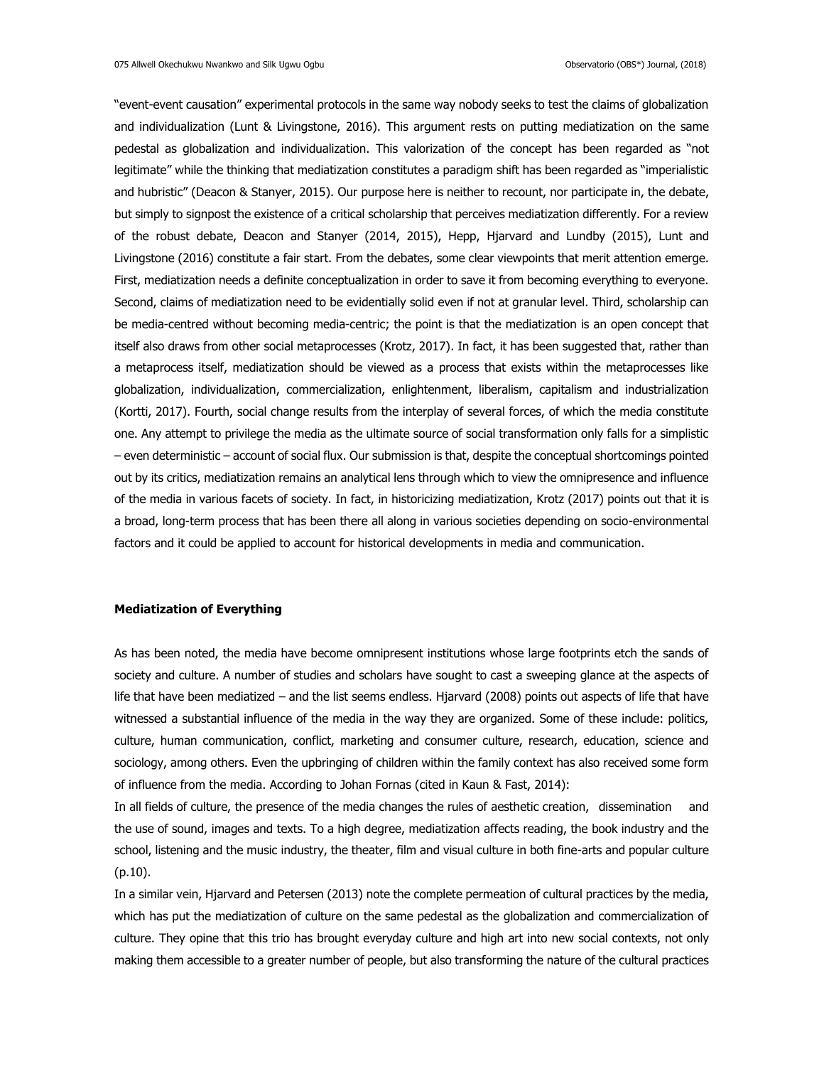"event-event causation" experimental protocols in the same way nobody seeks to test the claims of globalization and individualization (Lunt & Livingstone, 2016). This argument rests on putting mediatization on the same pedestal as globalization and individualization. This valorization of the concept has been regarded as "not legitimate" while the thinking that mediatization constitutes a paradigm shift has been regarded as "imperialistic and hubristic" (Deacon & Stanyer, 2015). Our purpose here is neither to recount, nor participate in, the debate, but simply to signpost the existence of a critical scholarship that perceives mediatization differently. For a review of the robust debate, Deacon and Stanyer (2014, 2015), Hepp, Hjarvard and Lundby (2015), Lunt and Livingstone (2016) constitute a fair start. From the debates, some clear viewpoints that merit attention emerge. First, mediatization needs a definite conceptualization in order to save it from becoming everything to everyone. Second, claims of mediatization need to be evidentially solid even if not at granular level. Third, scholarship can be media-centred without becoming media-centric; the point is that the mediatization is an open concept that itself also draws from other social metaprocesses (Krotz, 2017). In fact, it has been suggested that, rather than a metaprocess itself, mediatization should be viewed as a process that exists within the metaprocesses like globalization, individualization, commercialization, enlightenment, liberalism, capitalism and industrialization (Kortti, 2017). Fourth, social change results from the interplay of several forces, of which the media constitute one. Any attempt to privilege the media as the ultimate source of social transformation only falls for a simplistic – even deterministic – account of social flux. Our submission is that, despite the conceptual shortcomings pointed out by its critics, mediatization remains an analytical lens through which to view the omnipresence and influence of the media in various facets of society. In fact, in historicizing mediatization, Krotz (2017) points out that it is a broad, long-term process that has been there all along in various societies depending on socio-environmental factors and it could be applied to account for historical developments in media and communication.

**Mediatization of Everything**

As has been noted, the media have become omnipresent institutions whose large footprints etch the sands of society and culture. A number of studies and scholars have sought to cast a sweeping glance at the aspects of life that have been mediatized – and the list seems endless. Hjarvard (2008) points out aspects of life that have witnessed a substantial influence of the media in the way they are organized. Some of these include: politics, culture, human communication, conflict, marketing and consumer culture, research, education, science and sociology, among others. Even the upbringing of children within the family context has also received some form of influence from the media. According to Johan Fornas (cited in Kaun & Fast, 2014):

In all fields of culture, the presence of the media changes the rules of aesthetic creation, dissemination and the use of sound, images and texts. To a high degree, mediatization affects reading, the book industry and the school, listening and the music industry, the theater, film and visual culture in both fine-arts and popular culture (p.10).

In a similar vein, Hjarvard and Petersen (2013) note the complete permeation of cultural practices by the media, which has put the mediatization of culture on the same pedestal as the globalization and commercialization of culture. They opine that this trio has brought everyday culture and high art into new social contexts, not only making them accessible to a greater number of people, but also transforming the nature of the cultural practices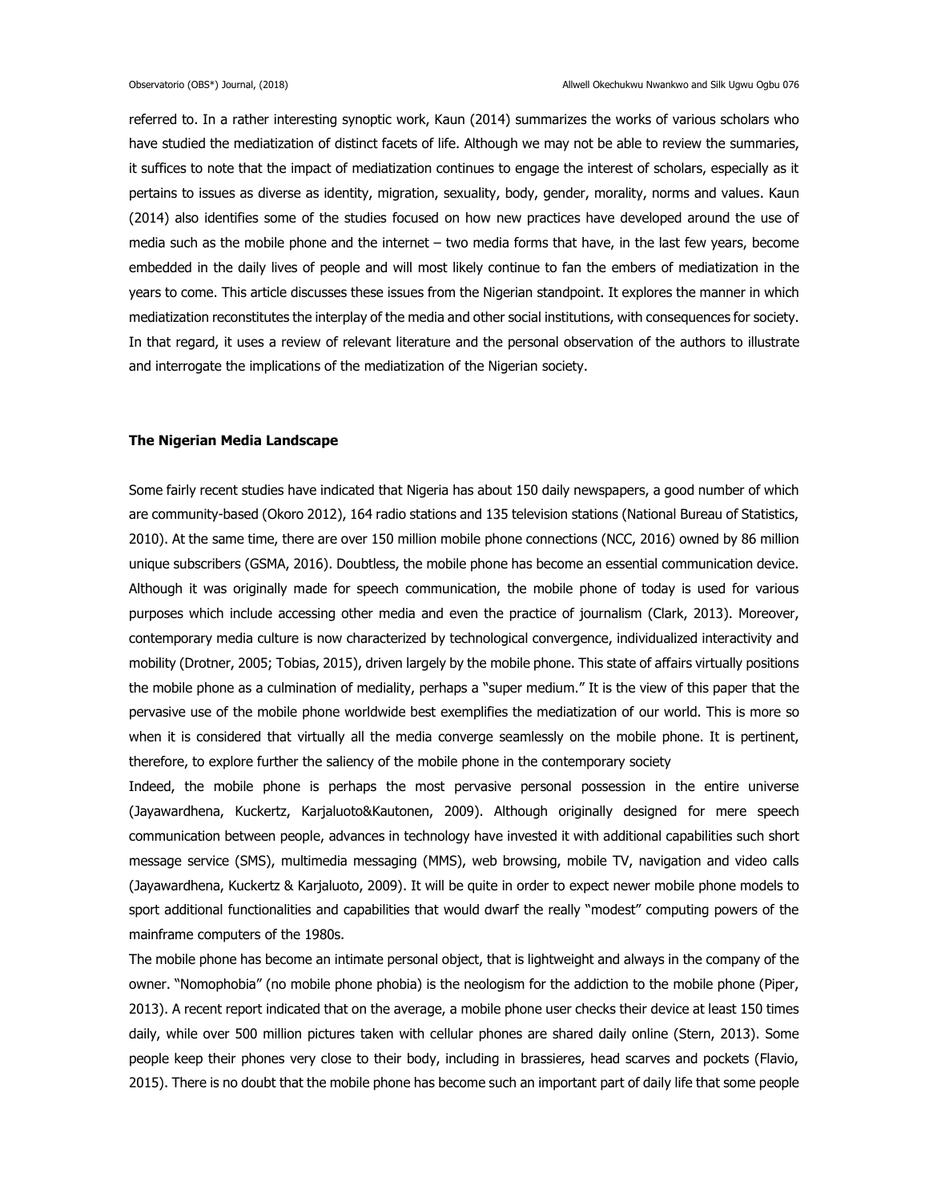referred to. In a rather interesting synoptic work, Kaun (2014) summarizes the works of various scholars who have studied the mediatization of distinct facets of life. Although we may not be able to review the summaries, it suffices to note that the impact of mediatization continues to engage the interest of scholars, especially as it pertains to issues as diverse as identity, migration, sexuality, body, gender, morality, norms and values. Kaun (2014) also identifies some of the studies focused on how new practices have developed around the use of media such as the mobile phone and the internet – two media forms that have, in the last few years, become embedded in the daily lives of people and will most likely continue to fan the embers of mediatization in the years to come. This article discusses these issues from the Nigerian standpoint. It explores the manner in which mediatization reconstitutes the interplay of the media and other social institutions, with consequences for society. In that regard, it uses a review of relevant literature and the personal observation of the authors to illustrate and interrogate the implications of the mediatization of the Nigerian society.

## The Nigerian Media Landscape

Some fairly recent studies have indicated that Nigeria has about 150 daily newspapers, a good number of which are community-based (Okoro 2012), 164 radio stations and 135 television stations (National Bureau of Statistics, 2010). At the same time, there are over 150 million mobile phone connections (NCC, 2016) owned by 86 million unique subscribers (GSMA, 2016). Doubtless, the mobile phone has become an essential communication device. Although it was originally made for speech communication, the mobile phone of today is used for various purposes which include accessing other media and even the practice of journalism (Clark, 2013). Moreover, contemporary media culture is now characterized by technological convergence, individualized interactivity and mobility (Drotner, 2005; Tobias, 2015), driven largely by the mobile phone. This state of affairs virtually positions the mobile phone as a culmination of mediality, perhaps a "super medium." It is the view of this paper that the pervasive use of the mobile phone worldwide best exemplifies the mediatization of our world. This is more so when it is considered that virtually all the media converge seamlessly on the mobile phone. It is pertinent, therefore, to explore further the saliency of the mobile phone in the contemporary society

Indeed, the mobile phone is perhaps the most pervasive personal possession in the entire universe (Jayawardhena, Kuckertz, Karjaluoto&Kautonen, 2009). Although originally designed for mere speech communication between people, advances in technology have invested it with additional capabilities such short message service (SMS), multimedia messaging (MMS), web browsing, mobile TV, navigation and video calls (Jayawardhena, Kuckertz & Karjaluoto, 2009). It will be quite in order to expect newer mobile phone models to sport additional functionalities and capabilities that would dwarf the really "modest" computing powers of the mainframe computers of the 1980s.

The mobile phone has become an intimate personal object, that is lightweight and always in the company of the owner. "Nomophobia" (no mobile phone phobia) is the neologism for the addiction to the mobile phone (Piper, 2013). A recent report indicated that on the average, a mobile phone user checks their device at least 150 times daily, while over 500 million pictures taken with cellular phones are shared daily online (Stern, 2013). Some people keep their phones very close to their body, including in brassieres, head scarves and pockets (Flavio, 2015). There is no doubt that the mobile phone has become such an important part of daily life that some people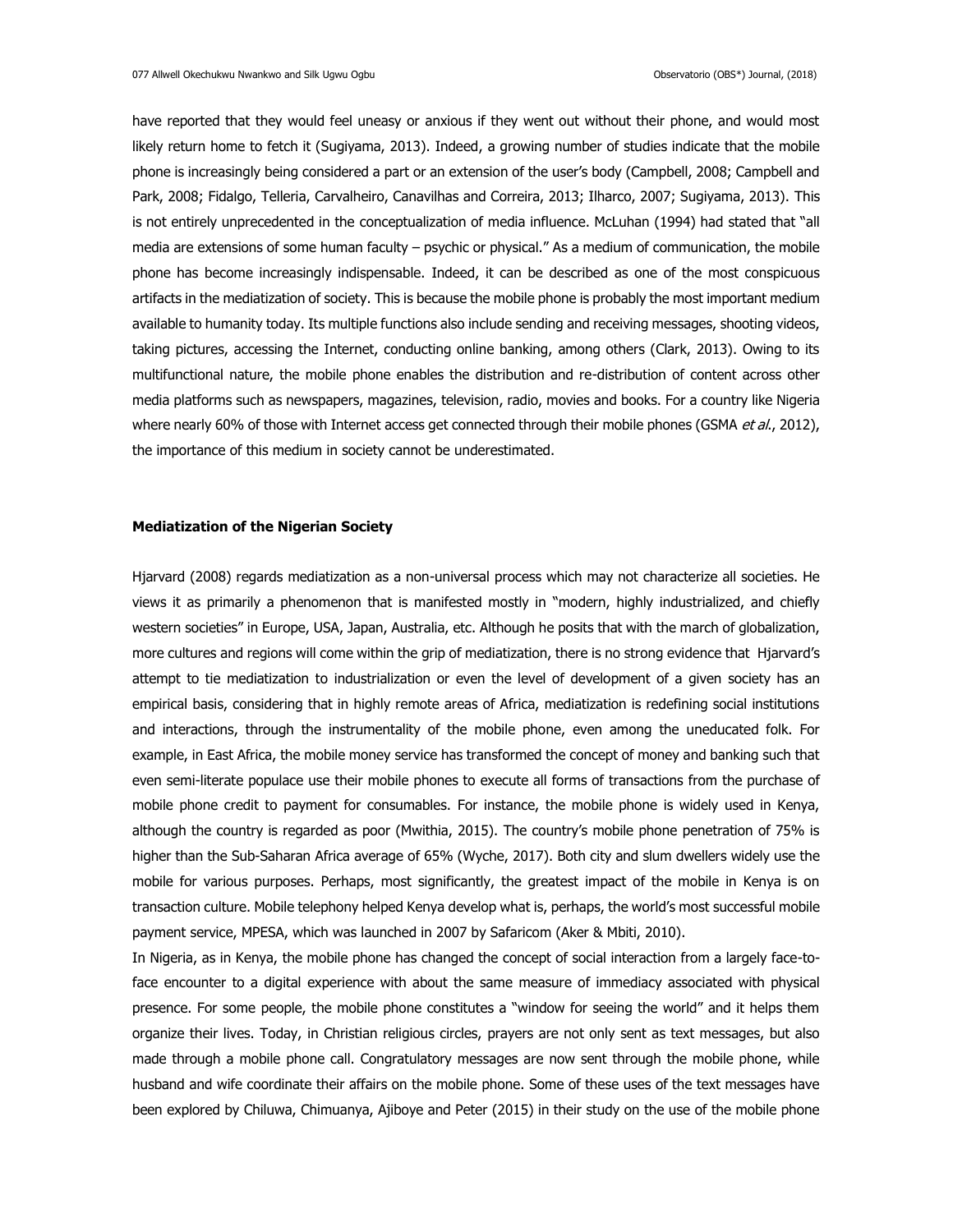have reported that they would feel uneasy or anxious if they went out without their phone, and would most likely return home to fetch it (Sugiyama, 2013). Indeed, a growing number of studies indicate that the mobile phone is increasingly being considered a part or an extension of the user's body (Campbell, 2008; Campbell and Park, 2008; Fidalgo, Telleria, Carvalheiro, Canavilhas and Correira, 2013; Ilharco, 2007; Sugiyama, 2013). This is not entirely unprecedented in the conceptualization of media influence. McLuhan (1994) had stated that "all media are extensions of some human faculty – psychic or physical." As a medium of communication, the mobile phone has become increasingly indispensable. Indeed, it can be described as one of the most conspicuous artifacts in the mediatization of society. This is because the mobile phone is probably the most important medium available to humanity today. Its multiple functions also include sending and receiving messages, shooting videos, taking pictures, accessing the Internet, conducting online banking, among others (Clark, 2013). Owing to its multifunctional nature, the mobile phone enables the distribution and re-distribution of content across other media platforms such as newspapers, magazines, television, radio, movies and books. For a country like Nigeria where nearly 60% of those with Internet access get connected through their mobile phones (GSMA *et al.*, 2012), the importance of this medium in society cannot be underestimated.

### Mediatization of the Nigerian Society

Hjarvard (2008) regards mediatization as a non-universal process which may not characterize all societies. He views it as primarily a phenomenon that is manifested mostly in "modern, highly industrialized, and chiefly western societies" in Europe, USA, Japan, Australia, etc. Although he posits that with the march of globalization, more cultures and regions will come within the grip of mediatization, there is no strong evidence that Hjarvard's attempt to tie mediatization to industrialization or even the level of development of a given society has an empirical basis, considering that in highly remote areas of Africa, mediatization is redefining social institutions and interactions, through the instrumentality of the mobile phone, even among the uneducated folk. For example, in East Africa, the mobile money service has transformed the concept of money and banking such that even semi-literate populace use their mobile phones to execute all forms of transactions from the purchase of mobile phone credit to payment for consumables. For instance, the mobile phone is widely used in Kenya, although the country is regarded as poor (Mwithia, 2015). The country's mobile phone penetration of 75% is higher than the Sub-Saharan Africa average of 65% (Wyche, 2017). Both city and slum dwellers widely use the mobile for various purposes. Perhaps, most significantly, the greatest impact of the mobile in Kenya is on transaction culture. Mobile telephony helped Kenya develop what is, perhaps, the world's most successful mobile payment service, MPESA, which was launched in 2007 by Safaricom (Aker & Mbiti, 2010).

In Nigeria, as in Kenya, the mobile phone has changed the concept of social interaction from a largely face-to-face encounter to a digital experience with about the same measure of immediacy associated with physical presence. For some people, the mobile phone constitutes a "window for seeing the world" and it helps them organize their lives. Today, in Christian religious circles, prayers are not only sent as text messages, but also made through a mobile phone call. Congratulatory messages are now sent through the mobile phone, while husband and wife coordinate their affairs on the mobile phone. Some of these uses of the text messages have been explored by Chiluwa, Chimuanya, Ajiboye and Peter (2015) in their study on the use of the mobile phone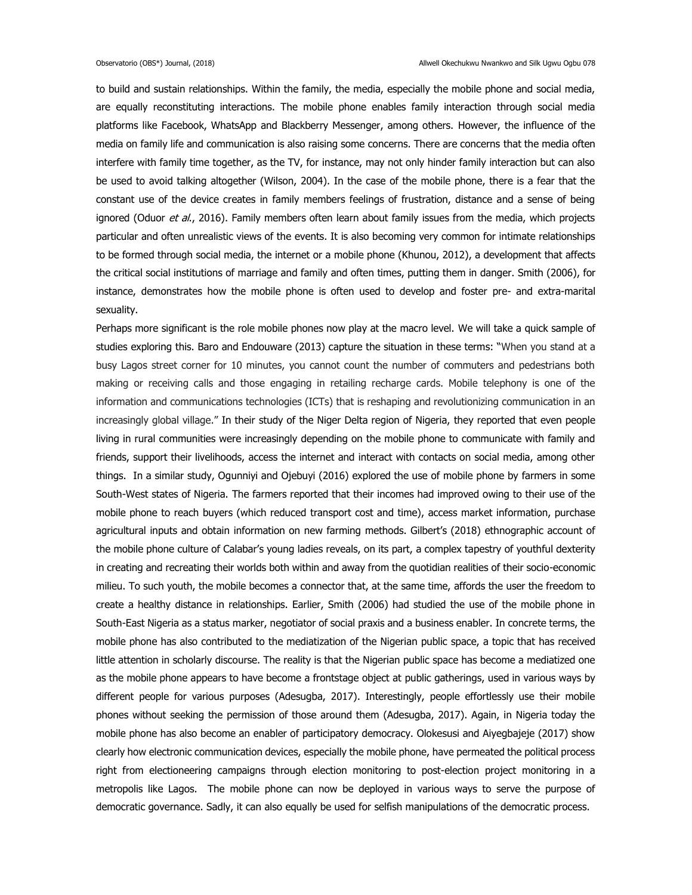to build and sustain relationships. Within the family, the media, especially the mobile phone and social media, are equally reconstituting interactions. The mobile phone enables family interaction through social media platforms like Facebook, WhatsApp and Blackberry Messenger, among others. However, the influence of the media on family life and communication is also raising some concerns. There are concerns that the media often interfere with family time together, as the TV, for instance, may not only hinder family interaction but can also be used to avoid talking altogether (Wilson, 2004). In the case of the mobile phone, there is a fear that the constant use of the device creates in family members feelings of frustration, distance and a sense of being ignored (Oduor *et al.*, 2016). Family members often learn about family issues from the media, which projects particular and often unrealistic views of the events. It is also becoming very common for intimate relationships to be formed through social media, the internet or a mobile phone (Khunou, 2012), a development that affects the critical social institutions of marriage and family and often times, putting them in danger. Smith (2006), for instance, demonstrates how the mobile phone is often used to develop and foster pre- and extra-marital sexuality.

Perhaps more significant is the role mobile phones now play at the macro level. We will take a quick sample of studies exploring this. Baro and Endouware (2013) capture the situation in these terms: "When you stand at a busy Lagos street corner for 10 minutes, you cannot count the number of commuters and pedestrians both making or receiving calls and those engaging in retailing recharge cards. Mobile telephony is one of the information and communications technologies (ICTs) that is reshaping and revolutionizing communication in an increasingly global village." In their study of the Niger Delta region of Nigeria, they reported that even people living in rural communities were increasingly depending on the mobile phone to communicate with family and friends, support their livelihoods, access the internet and interact with contacts on social media, among other things. In a similar study, Ogunniyi and Ojebuyi (2016) explored the use of mobile phone by farmers in some South-West states of Nigeria. The farmers reported that their incomes had improved owing to their use of the mobile phone to reach buyers (which reduced transport cost and time), access market information, purchase agricultural inputs and obtain information on new farming methods. Gilbert's (2018) ethnographic account of the mobile phone culture of Calabar's young ladies reveals, on its part, a complex tapestry of youthful dexterity in creating and recreating their worlds both within and away from the quotidian realities of their socio-economic milieu. To such youth, the mobile becomes a connector that, at the same time, affords the user the freedom to create a healthy distance in relationships. Earlier, Smith (2006) had studied the use of the mobile phone in South-East Nigeria as a status marker, negotiator of social praxis and a business enabler. In concrete terms, the mobile phone has also contributed to the mediatization of the Nigerian public space, a topic that has received little attention in scholarly discourse. The reality is that the Nigerian public space has become a mediatized one as the mobile phone appears to have become a frontstage object at public gatherings, used in various ways by different people for various purposes (Adesugba, 2017). Interestingly, people effortlessly use their mobile phones without seeking the permission of those around them (Adesugba, 2017). Again, in Nigeria today the mobile phone has also become an enabler of participatory democracy. Olokesusi and Aiyegbajeje (2017) show clearly how electronic communication devices, especially the mobile phone, have permeated the political process right from electioneering campaigns through election monitoring to post-election project monitoring in a metropolis like Lagos. The mobile phone can now be deployed in various ways to serve the purpose of democratic governance. Sadly, it can also equally be used for selfish manipulations of the democratic process.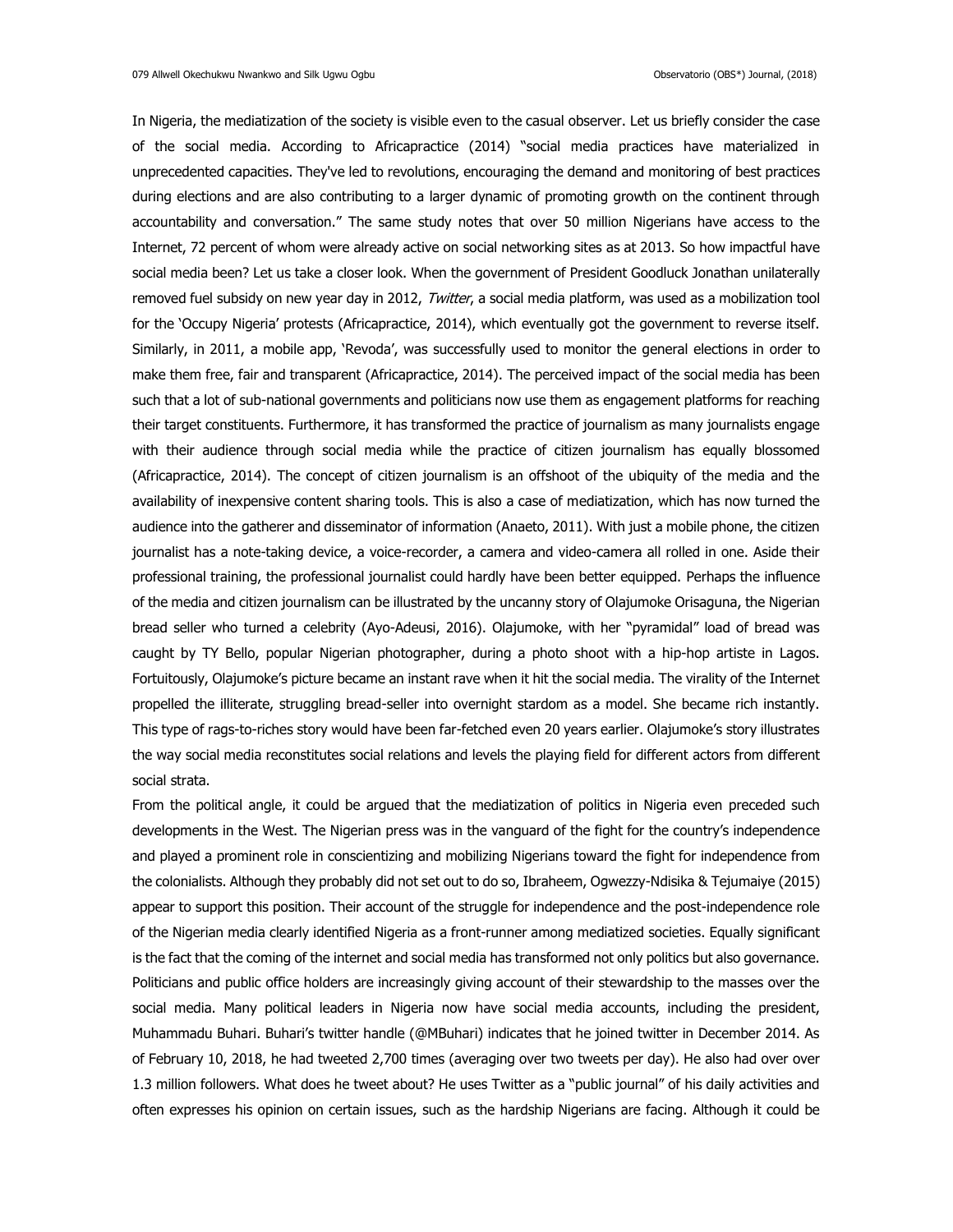In Nigeria, the mediatization of the society is visible even to the casual observer. Let us briefly consider the case of the social media. According to Africapractice (2014) "social media practices have materialized in unprecedented capacities. They've led to revolutions, encouraging the demand and monitoring of best practices during elections and are also contributing to a larger dynamic of promoting growth on the continent through accountability and conversation." The same study notes that over 50 million Nigerians have access to the Internet, 72 percent of whom were already active on social networking sites as at 2013. So how impactful have social media been? Let us take a closer look. When the government of President Goodluck Jonathan unilaterally removed fuel subsidy on new year day in 2012, *Twitter*, a social media platform, was used as a mobilization tool for the 'Occupy Nigeria' protests (Africapractice, 2014), which eventually got the government to reverse itself. Similarly, in 2011, a mobile app, 'Revoda', was successfully used to monitor the general elections in order to make them free, fair and transparent (Africapractice, 2014). The perceived impact of the social media has been such that a lot of sub-national governments and politicians now use them as engagement platforms for reaching their target constituents. Furthermore, it has transformed the practice of journalism as many journalists engage with their audience through social media while the practice of citizen journalism has equally blossomed (Africapractice, 2014). The concept of citizen journalism is an offshoot of the ubiquity of the media and the availability of inexpensive content sharing tools. This is also a case of mediatization, which has now turned the audience into the gatherer and disseminator of information (Anaeto, 2011). With just a mobile phone, the citizen journalist has a note-taking device, a voice-recorder, a camera and video-camera all rolled in one. Aside their professional training, the professional journalist could hardly have been better equipped. Perhaps the influence of the media and citizen journalism can be illustrated by the uncanny story of Olajumoke Orisaguna, the Nigerian bread seller who turned a celebrity (Ayo-Adeusi, 2016). Olajumoke, with her "pyramidal" load of bread was caught by TY Bello, popular Nigerian photographer, during a photo shoot with a hip-hop artiste in Lagos. Fortuitously, Olajumoke's picture became an instant rave when it hit the social media. The virality of the Internet propelled the illiterate, struggling bread-seller into overnight stardom as a model. She became rich instantly. This type of rags-to-riches story would have been far-fetched even 20 years earlier. Olajumoke's story illustrates the way social media reconstitutes social relations and levels the playing field for different actors from different social strata.

From the political angle, it could be argued that the mediatization of politics in Nigeria even preceded such developments in the West. The Nigerian press was in the vanguard of the fight for the country's independence and played a prominent role in conscientizing and mobilizing Nigerians toward the fight for independence from the colonialists. Although they probably did not set out to do so, Ibraheem, Ogwezzy-Ndisika & Tejumaiye (2015) appear to support this position. Their account of the struggle for independence and the post-independence role of the Nigerian media clearly identified Nigeria as a front-runner among mediatized societies. Equally significant is the fact that the coming of the internet and social media has transformed not only politics but also governance. Politicians and public office holders are increasingly giving account of their stewardship to the masses over the social media. Many political leaders in Nigeria now have social media accounts, including the president, Muhammadu Buhari. Buhari's twitter handle (@MBuhari) indicates that he joined twitter in December 2014. As of February 10, 2018, he had tweeted 2,700 times (averaging over two tweets per day). He also had over over 1.3 million followers. What does he tweet about? He uses Twitter as a "public journal" of his daily activities and often expresses his opinion on certain issues, such as the hardship Nigerians are facing. Although it could be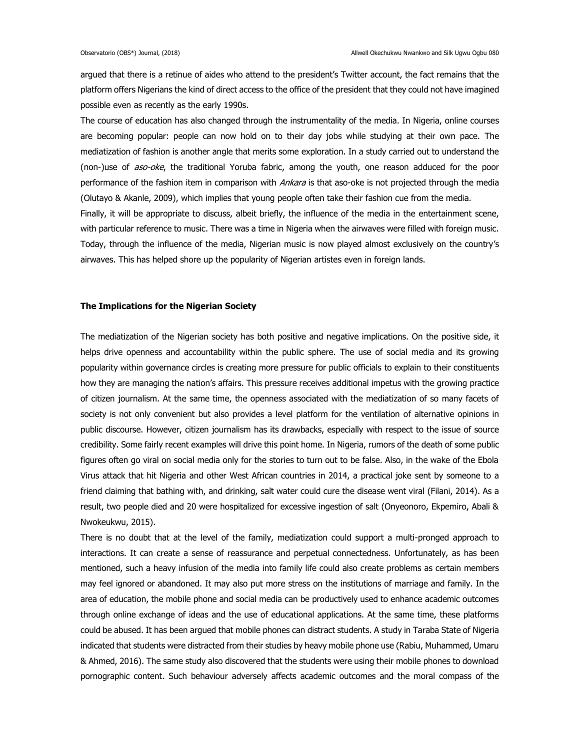argued that there is a retinue of aides who attend to the president's Twitter account, the fact remains that the platform offers Nigerians the kind of direct access to the office of the president that they could not have imagined possible even as recently as the early 1990s.

The course of education has also changed through the instrumentality of the media. In Nigeria, online courses are becoming popular: people can now hold on to their day jobs while studying at their own pace. The mediatization of fashion is another angle that merits some exploration. In a study carried out to understand the (non-)use of *aso-oke*, the traditional Yoruba fabric, among the youth, one reason adduced for the poor performance of the fashion item in comparison with *Ankara* is that aso-oke is not projected through the media (Olutayo & Akanle, 2009), which implies that young people often take their fashion cue from the media.

Finally, it will be appropriate to discuss, albeit briefly, the influence of the media in the entertainment scene, with particular reference to music. There was a time in Nigeria when the airwaves were filled with foreign music. Today, through the influence of the media, Nigerian music is now played almost exclusively on the country's airwaves. This has helped shore up the popularity of Nigerian artistes even in foreign lands.

## The Implications for the Nigerian Society

The mediatization of the Nigerian society has both positive and negative implications. On the positive side, it helps drive openness and accountability within the public sphere. The use of social media and its growing popularity within governance circles is creating more pressure for public officials to explain to their constituents how they are managing the nation's affairs. This pressure receives additional impetus with the growing practice of citizen journalism. At the same time, the openness associated with the mediatization of so many facets of society is not only convenient but also provides a level platform for the ventilation of alternative opinions in public discourse. However, citizen journalism has its drawbacks, especially with respect to the issue of source credibility. Some fairly recent examples will drive this point home. In Nigeria, rumors of the death of some public figures often go viral on social media only for the stories to turn out to be false. Also, in the wake of the Ebola Virus attack that hit Nigeria and other West African countries in 2014, a practical joke sent by someone to a friend claiming that bathing with, and drinking, salt water could cure the disease went viral (Filani, 2014). As a result, two people died and 20 were hospitalized for excessive ingestion of salt (Onyeonoro, Ekpemiro, Abali & Nwokeukwu, 2015).

There is no doubt that at the level of the family, mediatization could support a multi-pronged approach to interactions. It can create a sense of reassurance and perpetual connectedness. Unfortunately, as has been mentioned, such a heavy infusion of the media into family life could also create problems as certain members may feel ignored or abandoned. It may also put more stress on the institutions of marriage and family. In the area of education, the mobile phone and social media can be productively used to enhance academic outcomes through online exchange of ideas and the use of educational applications. At the same time, these platforms could be abused. It has been argued that mobile phones can distract students. A study in Taraba State of Nigeria indicated that students were distracted from their studies by heavy mobile phone use (Rabiu, Muhammed, Umaru & Ahmed, 2016). The same study also discovered that the students were using their mobile phones to download pornographic content. Such behaviour adversely affects academic outcomes and the moral compass of the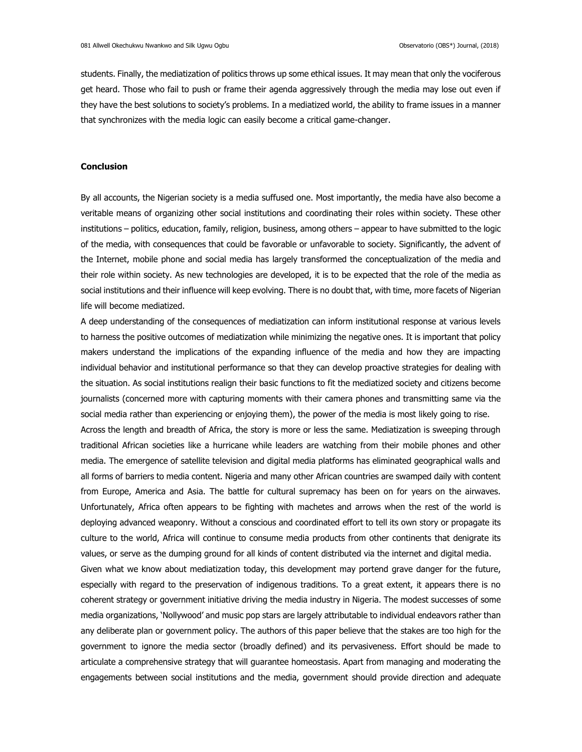students. Finally, the mediatization of politics throws up some ethical issues. It may mean that only the vociferous get heard. Those who fail to push or frame their agenda aggressively through the media may lose out even if they have the best solutions to society's problems. In a mediatized world, the ability to frame issues in a manner that synchronizes with the media logic can easily become a critical game-changer.

## Conclusion

By all accounts, the Nigerian society is a media suffused one. Most importantly, the media have also become a veritable means of organizing other social institutions and coordinating their roles within society. These other institutions – politics, education, family, religion, business, among others – appear to have submitted to the logic of the media, with consequences that could be favorable or unfavorable to society. Significantly, the advent of the Internet, mobile phone and social media has largely transformed the conceptualization of the media and their role within society. As new technologies are developed, it is to be expected that the role of the media as social institutions and their influence will keep evolving. There is no doubt that, with time, more facets of Nigerian life will become mediatized.

A deep understanding of the consequences of mediatization can inform institutional response at various levels to harness the positive outcomes of mediatization while minimizing the negative ones. It is important that policy makers understand the implications of the expanding influence of the media and how they are impacting individual behavior and institutional performance so that they can develop proactive strategies for dealing with the situation. As social institutions realign their basic functions to fit the mediatized society and citizens become journalists (concerned more with capturing moments with their camera phones and transmitting same via the social media rather than experiencing or enjoying them), the power of the media is most likely going to rise.

Across the length and breadth of Africa, the story is more or less the same. Mediatization is sweeping through traditional African societies like a hurricane while leaders are watching from their mobile phones and other media. The emergence of satellite television and digital media platforms has eliminated geographical walls and all forms of barriers to media content. Nigeria and many other African countries are swamped daily with content from Europe, America and Asia. The battle for cultural supremacy has been on for years on the airwaves. Unfortunately, Africa often appears to be fighting with machetes and arrows when the rest of the world is deploying advanced weaponry. Without a conscious and coordinated effort to tell its own story or propagate its culture to the world, Africa will continue to consume media products from other continents that denigrate its values, or serve as the dumping ground for all kinds of content distributed via the internet and digital media.

Given what we know about mediatization today, this development may portend grave danger for the future, especially with regard to the preservation of indigenous traditions. To a great extent, it appears there is no coherent strategy or government initiative driving the media industry in Nigeria. The modest successes of some media organizations, 'Nollywood' and music pop stars are largely attributable to individual endeavors rather than any deliberate plan or government policy. The authors of this paper believe that the stakes are too high for the government to ignore the media sector (broadly defined) and its pervasiveness. Effort should be made to articulate a comprehensive strategy that will guarantee homeostasis. Apart from managing and moderating the engagements between social institutions and the media, government should provide direction and adequate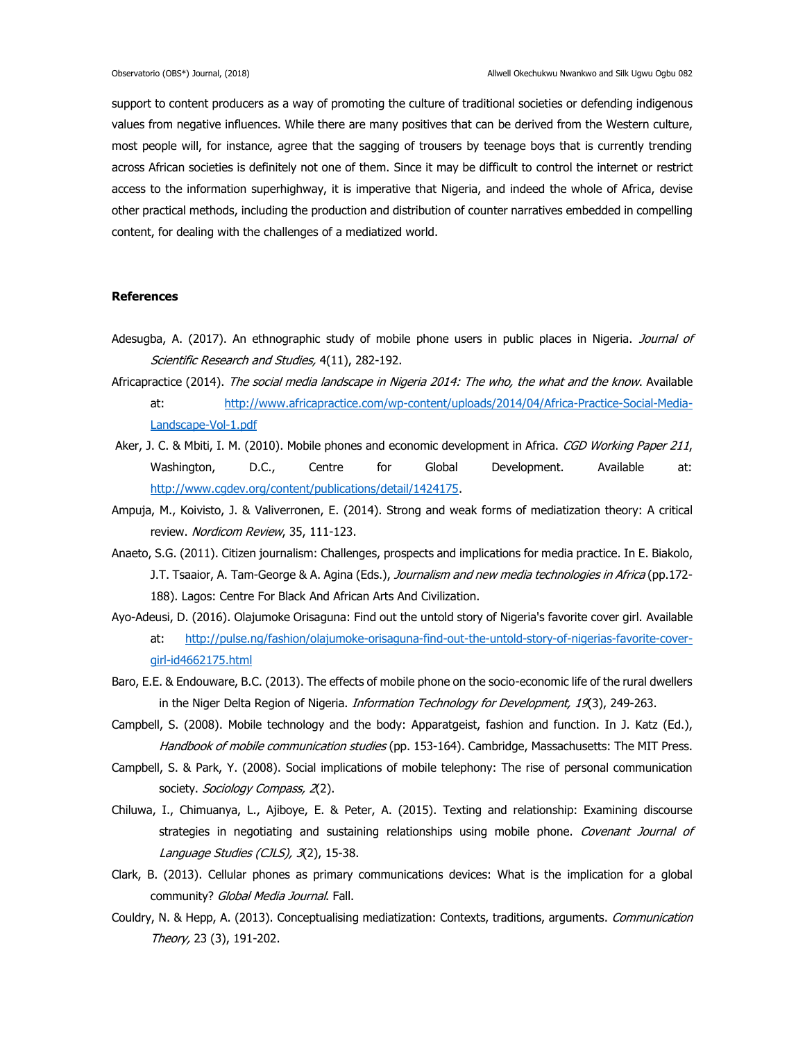support to content producers as a way of promoting the culture of traditional societies or defending indigenous values from negative influences. While there are many positives that can be derived from the Western culture, most people will, for instance, agree that the sagging of trousers by teenage boys that is currently trending across African societies is definitely not one of them. Since it may be difficult to control the internet or restrict access to the information superhighway, it is imperative that Nigeria, and indeed the whole of Africa, devise other practical methods, including the production and distribution of counter narratives embedded in compelling content, for dealing with the challenges of a mediatized world.

## References

Adesugba, A. (2017). An ethnographic study of mobile phone users in public places in Nigeria. *Journal of Scientific Research and Studies,* 4(11), 282-192.

Africapractice (2014). *The social media landscape in Nigeria 2014: The who, the what and the know*. Available at: http://www.africapractice.com/wp-content/uploads/2014/04/Africa-Practice-Social-Media-Landscape-Vol-1.pdf

Aker, J. C. & Mbiti, I. M. (2010). Mobile phones and economic development in Africa. *CGD Working Paper 211*, Washington, D.C., Centre for Global Development. Available at: http://www.cgdev.org/content/publications/detail/1424175.

Ampuja, M., Koivisto, J. & Valiverronen, E. (2014). Strong and weak forms of mediatization theory: A critical review. *Nordicom Review*, 35, 111-123.

Anaeto, S.G. (2011). Citizen journalism: Challenges, prospects and implications for media practice. In E. Biakolo, J.T. Tsaaior, A. Tam-George & A. Agina (Eds.), *Journalism and new media technologies in Africa* (pp.172-188). Lagos: Centre For Black And African Arts And Civilization.

Ayo-Adeusi, D. (2016). Olajumoke Orisaguna: Find out the untold story of Nigeria's favorite cover girl. Available at: http://pulse.ng/fashion/olajumoke-orisaguna-find-out-the-untold-story-of-nigerias-favorite-cover-girl-id4662175.html

Baro, E.E. & Endouware, B.C. (2013). The effects of mobile phone on the socio-economic life of the rural dwellers in the Niger Delta Region of Nigeria. *Information Technology for Development, 19*(3), 249-263.

Campbell, S. (2008). Mobile technology and the body: Apparatgeist, fashion and function. In J. Katz (Ed.), *Handbook of mobile communication studies* (pp. 153-164). Cambridge, Massachusetts: The MIT Press.

Campbell, S. & Park, Y. (2008). Social implications of mobile telephony: The rise of personal communication society. *Sociology Compass, 2*(2).

Chiluwa, I., Chimuanya, L., Ajiboye, E. & Peter, A. (2015). Texting and relationship: Examining discourse strategies in negotiating and sustaining relationships using mobile phone. *Covenant Journal of Language Studies (CJLS), 3*(2), 15-38.

Clark, B. (2013). Cellular phones as primary communications devices: What is the implication for a global community? *Global Media Journal*. Fall.

Couldry, N. & Hepp, A. (2013). Conceptualising mediatization: Contexts, traditions, arguments. *Communication Theory,* 23 (3), 191-202.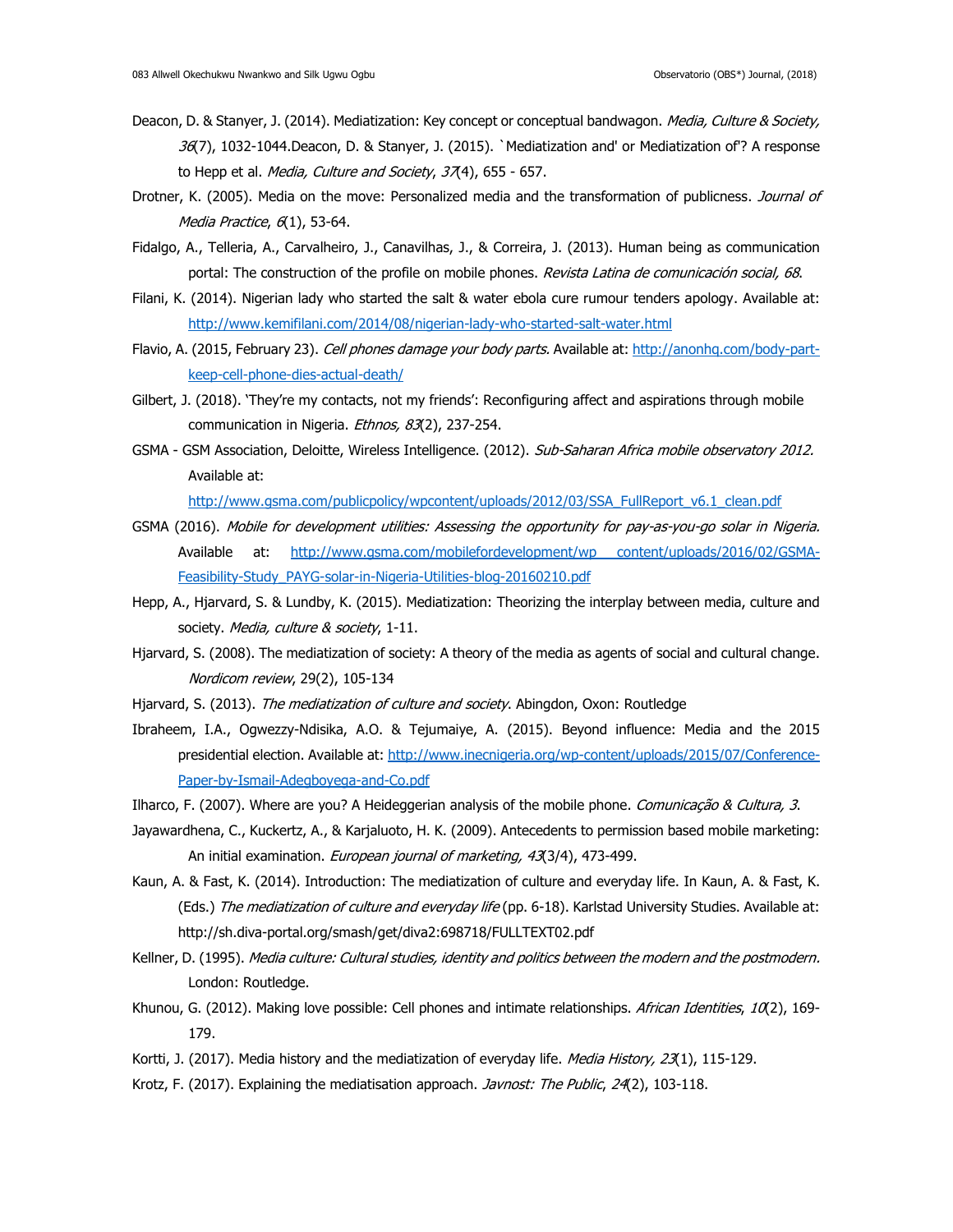Deacon, D. & Stanyer, J. (2014). Mediatization: Key concept or conceptual bandwagon. *Media, Culture & Society, 36*(7), 1032-1044.Deacon, D. & Stanyer, J. (2015). `Mediatization and' or Mediatization of'? A response to Hepp et al. *Media, Culture and Society*, *37*(4), 655 - 657.

Drotner, K. (2005). Media on the move: Personalized media and the transformation of publicness. *Journal of Media Practice*, *6*(1), 53-64.

Fidalgo, A., Telleria, A., Carvalheiro, J., Canavilhas, J., & Correira, J. (2013). Human being as communication portal: The construction of the profile on mobile phones. *Revista Latina de comunicación social, 68*.

Filani, K. (2014). Nigerian lady who started the salt & water ebola cure rumour tenders apology. Available at: http://www.kemifilani.com/2014/08/nigerian-lady-who-started-salt-water.html

Flavio, A. (2015, February 23). *Cell phones damage your body parts.* Available at: http://anonhq.com/body-part-keep-cell-phone-dies-actual-death/

Gilbert, J. (2018). 'They're my contacts, not my friends': Reconfiguring affect and aspirations through mobile communication in Nigeria. *Ethnos, 83*(2), 237-254.

GSMA - GSM Association, Deloitte, Wireless Intelligence. (2012). *Sub-Saharan Africa mobile observatory 2012.* Available at: http://www.gsma.com/publicpolicy/wpcontent/uploads/2012/03/SSA_FullReport_v6.1_clean.pdf

GSMA (2016). *Mobile for development utilities: Assessing the opportunity for pay-as-you-go solar in Nigeria.* Available at: http://www.gsma.com/mobilefordevelopment/wp content/uploads/2016/02/GSMA-Feasibility-Study_PAYG-solar-in-Nigeria-Utilities-blog-20160210.pdf

Hepp, A., Hjarvard, S. & Lundby, K. (2015). Mediatization: Theorizing the interplay between media, culture and society. *Media, culture & society*, 1-11.

Hjarvard, S. (2008). The mediatization of society: A theory of the media as agents of social and cultural change. *Nordicom review*, 29(2), 105-134

Hjarvard, S. (2013). *The mediatization of culture and society*. Abingdon, Oxon: Routledge

Ibraheem, I.A., Ogwezzy-Ndisika, A.O. & Tejumaiye, A. (2015). Beyond influence: Media and the 2015 presidential election. Available at: http://www.inecnigeria.org/wp-content/uploads/2015/07/Conference-Paper-by-Ismail-Adegboyega-and-Co.pdf

Ilharco, F. (2007). Where are you? A Heideggerian analysis of the mobile phone. *Comunicação & Cultura, 3*.

Jayawardhena, C., Kuckertz, A., & Karjaluoto, H. K. (2009). Antecedents to permission based mobile marketing: An initial examination. *European journal of marketing, 43*(3/4), 473-499.

Kaun, A. & Fast, K. (2014). Introduction: The mediatization of culture and everyday life. In Kaun, A. & Fast, K. (Eds.) *The mediatization of culture and everyday life* (pp. 6-18). Karlstad University Studies. Available at: http://sh.diva-portal.org/smash/get/diva2:698718/FULLTEXT02.pdf

Kellner, D. (1995). *Media culture: Cultural studies, identity and politics between the modern and the postmodern.* London: Routledge.

Khunou, G. (2012). Making love possible: Cell phones and intimate relationships. *African Identities*, *10*(2), 169-179.

Kortti, J. (2017). Media history and the mediatization of everyday life. *Media History, 23*(1), 115-129.

Krotz, F. (2017). Explaining the mediatisation approach. *Javnost: The Public*, *24*(2), 103-118.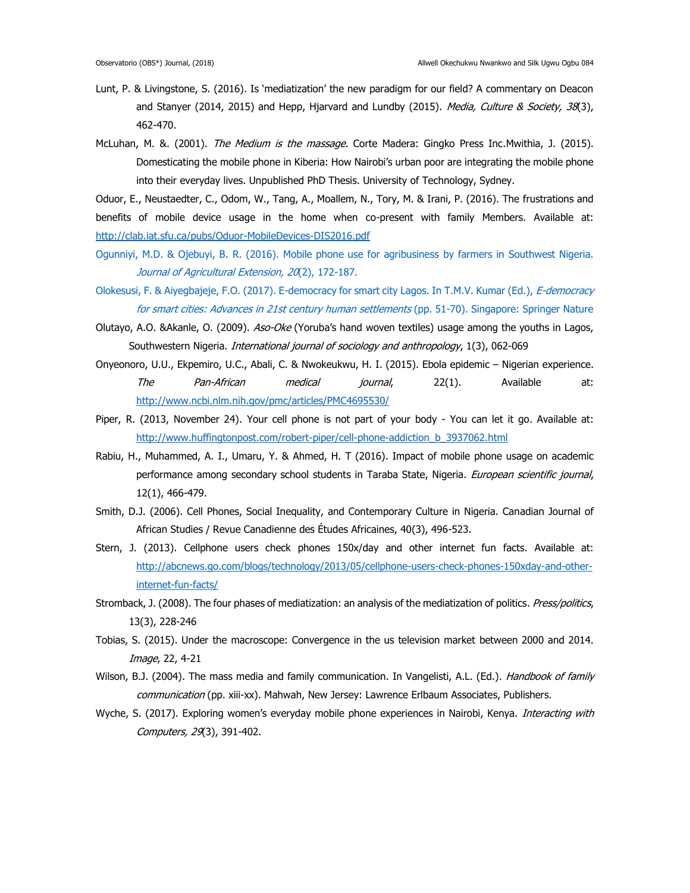Lunt, P. & Livingstone, S. (2016). Is 'mediatization' the new paradigm for our field? A commentary on Deacon and Stanyer (2014, 2015) and Hepp, Hjarvard and Lundby (2015). *Media, Culture & Society, 38*(3), 462-470.

McLuhan, M. &. (2001). *The Medium is the massage.* Corte Madera: Gingko Press Inc.Mwithia, J. (2015). Domesticating the mobile phone in Kiberia: How Nairobi's urban poor are integrating the mobile phone into their everyday lives. Unpublished PhD Thesis. University of Technology, Sydney.

Oduor, E., Neustaedter, C., Odom, W., Tang, A., Moallem, N., Tory, M. & Irani, P. (2016). The frustrations and benefits of mobile device usage in the home when co-present with family Members. Available at: http://clab.iat.sfu.ca/pubs/Oduor-MobileDevices-DIS2016.pdf

Ogunniyi, M.D. & Ojebuyi, B. R. (2016). Mobile phone use for agribusiness by farmers in Southwest Nigeria. *Journal of Agricultural Extension, 20*(2), 172-187.

Olokesusi, F. & Aiyegbajeje, F.O. (2017). E-democracy for smart city Lagos. In T.M.V. Kumar (Ed.), *E-democracy for smart cities: Advances in 21st century human settlements* (pp. 51-70). Singapore: Springer Nature

Olutayo, A.O. &Akanle, O. (2009). *Aso-Oke* (Yoruba's hand woven textiles) usage among the youths in Lagos, Southwestern Nigeria. *International journal of sociology and anthropology*, 1(3), 062-069

Onyeonoro, U.U., Ekpemiro, U.C., Abali, C. & Nwokeukwu, H. I. (2015). Ebola epidemic – Nigerian experience. *The Pan-African medical journal*, 22(1). Available at: http://www.ncbi.nlm.nih.gov/pmc/articles/PMC4695530/

Piper, R. (2013, November 24). Your cell phone is not part of your body - You can let it go. Available at: http://www.huffingtonpost.com/robert-piper/cell-phone-addiction_b_3937062.html

Rabiu, H., Muhammed, A. I., Umaru, Y. & Ahmed, H. T (2016). Impact of mobile phone usage on academic performance among secondary school students in Taraba State, Nigeria. *European scientific journal*, 12(1), 466-479.

Smith, D.J. (2006). Cell Phones, Social Inequality, and Contemporary Culture in Nigeria. Canadian Journal of African Studies / Revue Canadienne des Études Africaines, 40(3), 496-523.

Stern, J. (2013). Cellphone users check phones 150x/day and other internet fun facts. Available at: http://abcnews.go.com/blogs/technology/2013/05/cellphone-users-check-phones-150xday-and-other-internet-fun-facts/

Stromback, J. (2008). The four phases of mediatization: an analysis of the mediatization of politics. *Press/politics*, 13(3), 228-246

Tobias, S. (2015). Under the macroscope: Convergence in the us television market between 2000 and 2014. *Image*, 22, 4-21

Wilson, B.J. (2004). The mass media and family communication. In Vangelisti, A.L. (Ed.). *Handbook of family communication* (pp. xiii-xx). Mahwah, New Jersey: Lawrence Erlbaum Associates, Publishers.

Wyche, S. (2017). Exploring women's everyday mobile phone experiences in Nairobi, Kenya. *Interacting with Computers, 29*(3), 391-402.